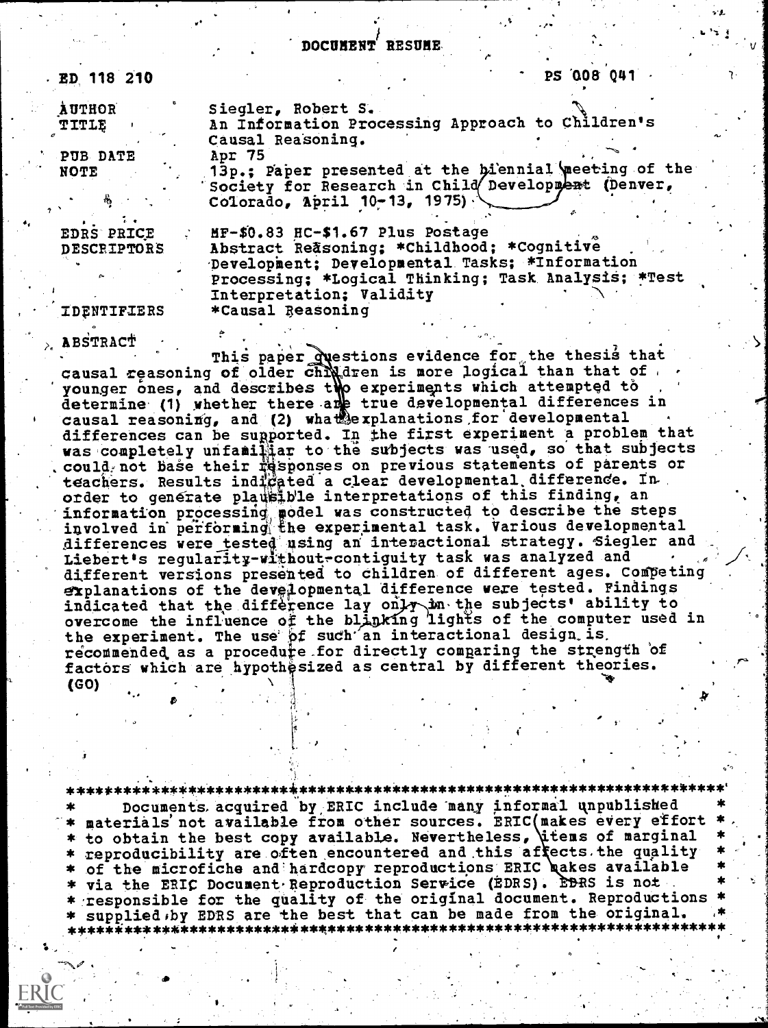# DOCUMENT RESUME

ED 118 210 PS 008 041

| | |
|---|---|
| AUTHOR | Siegler, Robert S. |
| TITLE | An Information Processing Approach to Children's Causal Reasoning. |
| PUB DATE | Apr 75 |
| NOTE | 13p.; Paper presented at the biennial meeting of the Society for Research in Child Development (Denver, Colorado, April 10-13, 1975) |
| EDRS PRICE | MF-$0.83 HC-$1.67 Plus Postage |
| DESCRIPTORS | Abstract Reasoning; *Childhood; *Cognitive Development; Developmental Tasks; *Information Processing; *Logical Thinking; Task Analysis; *Test Interpretation; Validity |
| IDENTIFIERS | *Causal Reasoning |

ABSTRACT

This paper questions evidence for the thesis that causal reasoning of older children is more logical than that of younger ones, and describes two experiments which attempted to determine (1) whether there are true developmental differences in causal reasoning, and (2) what explanations for developmental differences can be supported. In the first experiment a problem that was completely unfamiliar to the subjects was used, so that subjects could not base their responses on previous statements of parents or teachers. Results indicated a clear developmental difference. In order to generate plausible interpretations of this finding, an information processing model was constructed to describe the steps involved in performing the experimental task. Various developmental differences were tested using an interactional strategy. Siegler and Liebert's regularity-without-contiguity task was analyzed and different versions presented to children of different ages. Competing explanations of the developmental difference were tested. Findings indicated that the difference lay only in the subjects' ability to overcome the influence of the blinking lights of the computer used in the experiment. The use of such an interactional design is recommended as a procedure for directly comparing the strength of factors which are hypothesized as central by different theories. (GO)

***********************************************************************
* Documents acquired by ERIC include many informal unpublished *
* materials not available from other sources. ERIC makes every effort *
* to obtain the best copy available. Nevertheless, items of marginal *
* reproducibility are often encountered and this affects the quality *
* of the microfiche and hardcopy reproductions ERIC makes available *
* via the ERIC Document Reproduction Service (EDRS). EDRS is not *
* responsible for the quality of the original document. Reproductions *
* supplied by EDRS are the best that can be made from the original. *
***********************************************************************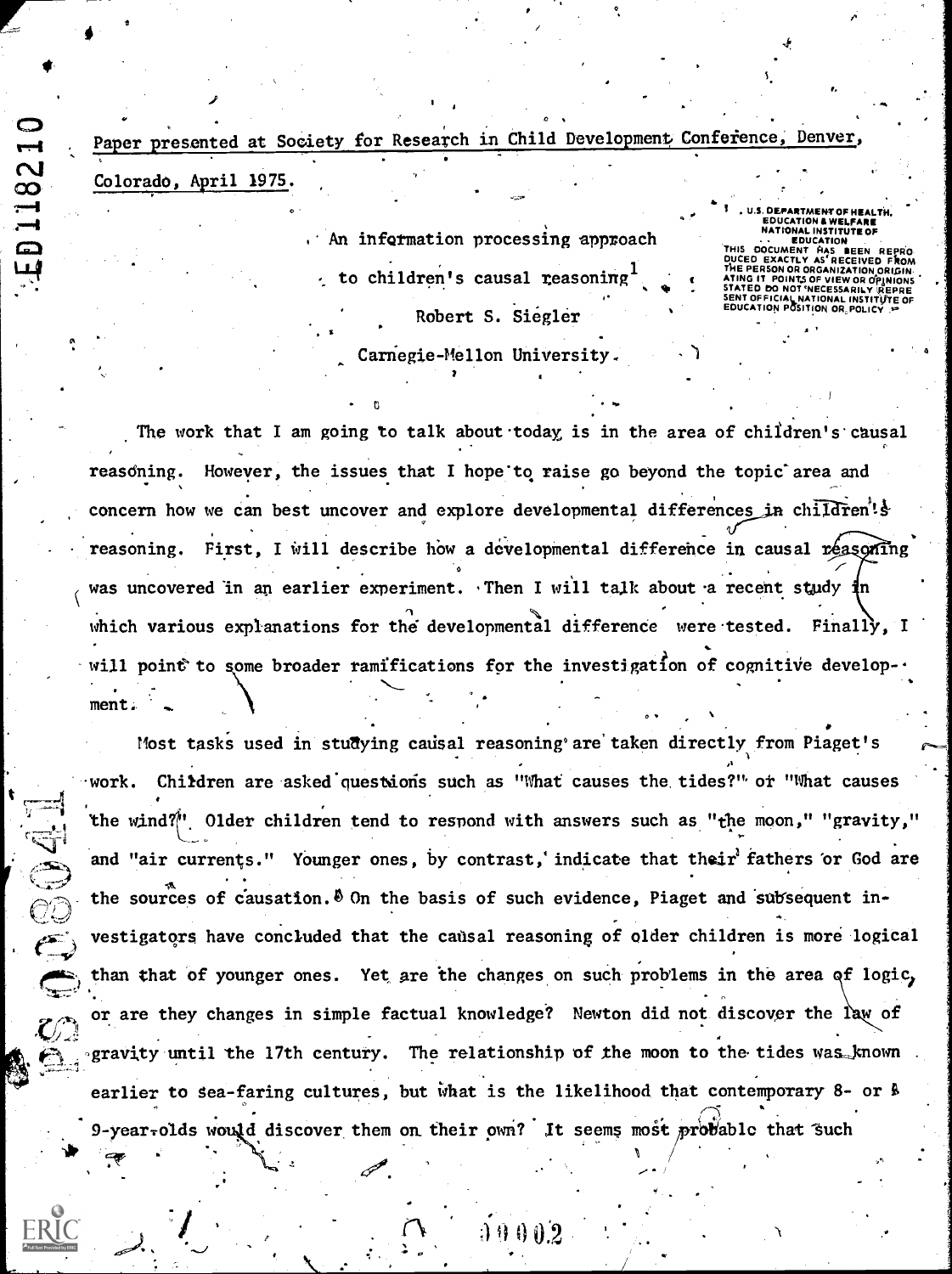Paper presented at Society for Research in Child Development Conference, Denver, Colorado, April 1975.

# An information processing approach to children's causal reasoning[1]

Robert S. Siegler

Carnegie-Mellon University

The work that I am going to talk about today is in the area of children's causal reasoning. However, the issues that I hope to raise go beyond the topic area and concern how we can best uncover and explore developmental differences in children's reasoning. First, I will describe how a developmental difference in causal reasoning was uncovered in an earlier experiment. Then I will talk about a recent study in which various explanations for the developmental difference were tested. Finally, I will point to some broader ramifications for the investigation of cognitive development.

Most tasks used in studying causal reasoning are taken directly from Piaget's work. Children are asked questions such as "What causes the tides?" or "What causes the wind?" Older children tend to respond with answers such as "the moon," "gravity," and "air currents." Younger ones, by contrast, indicate that their fathers or God are the sources of causation. On the basis of such evidence, Piaget and subsequent investigators have concluded that the causal reasoning of older children is more logical than that of younger ones. Yet are the changes on such problems in the area of logic, or are they changes in simple factual knowledge? Newton did not discover the law of gravity until the 17th century. The relationship of the moon to the tides was known earlier to sea-faring cultures, but what is the likelihood that contemporary 8- or 9-year-olds would discover them on their own? It seems most probable that such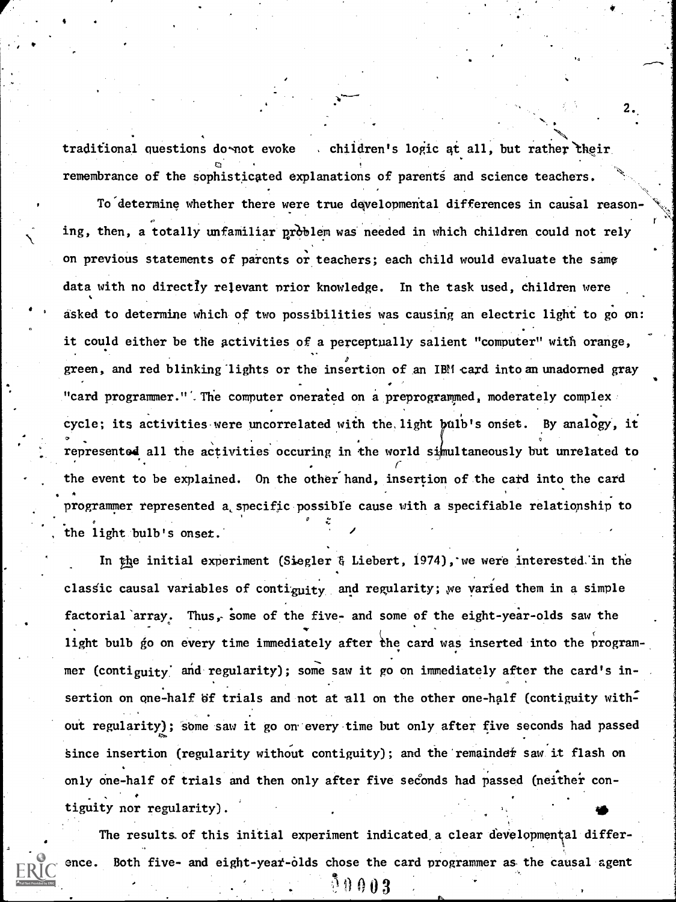traditional questions do not evoke children's logic at all, but rather their remembrance of the sophisticated explanations of parents and science teachers.

To determine whether there were true developmental differences in causal reasoning, then, a totally unfamiliar problem was needed in which children could not rely on previous statements of parents or teachers; each child would evaluate the same data with no directly relevant prior knowledge. In the task used, children were asked to determine which of two possibilities was causing an electric light to go on: it could either be the activities of a perceptually salient "computer" with orange, green, and red blinking lights or the insertion of an IBM card into an unadorned gray "card programmer." The computer operated on a preprogrammed, moderately complex cycle; its activities were uncorrelated with the light bulb's onset. By analogy, it represented all the activities occuring in the world simultaneously but unrelated to the event to be explained. On the other hand, insertion of the card into the card programmer represented a specific possible cause with a specifiable relationship to the light bulb's onset.

In the initial experiment (Siegler & Liebert, 1974), we were interested in the classic causal variables of contiguity and regularity; we varied them in a simple factorial array. Thus, some of the five- and some of the eight-year-olds saw the light bulb go on every time immediately after the card was inserted into the programmer (contiguity and regularity); some saw it go on immediately after the card's insertion on one-half of trials and not at all on the other one-half (contiguity without regularity); some saw it go on every time but only after five seconds had passed since insertion (regularity without contiguity); and the remainder saw it flash on only one-half of trials and then only after five seconds had passed (neither contiguity nor regularity).

The results of this initial experiment indicated a clear developmental difference. Both five- and eight-year-olds chose the card programmer as the causal agent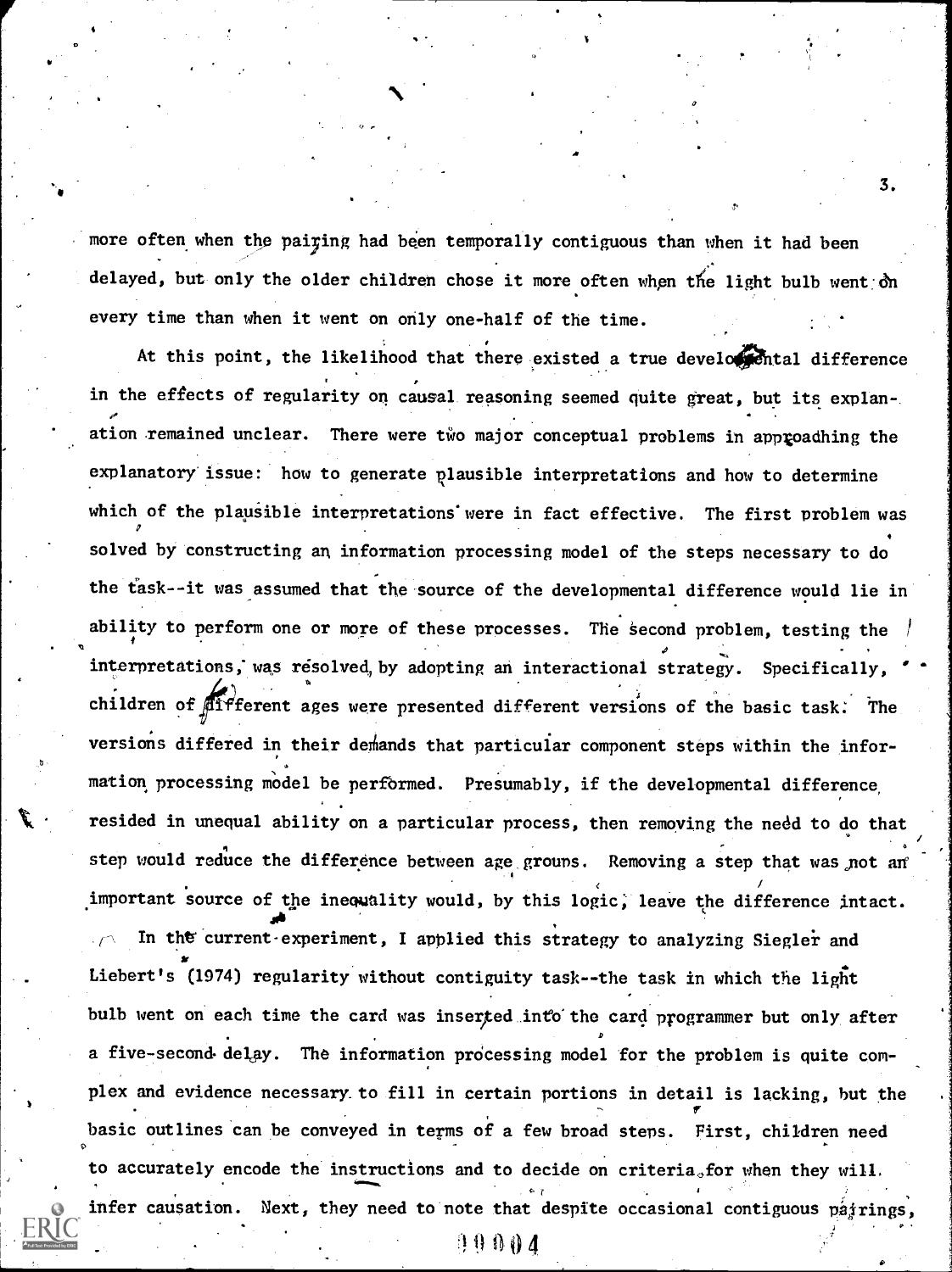more often when the pairing had been temporally contiguous than when it had been delayed, but only the older children chose it more often when the light bulb went on every time than when it went on only one-half of the time.

At this point, the likelihood that there existed a true developmental difference in the effects of regularity on causal reasoning seemed quite great, but its explanation remained unclear. There were two major conceptual problems in approadhing the explanatory issue: how to generate plausible interpretations and how to determine which of the plausible interpretations were in fact effective. The first problem was solved by constructing an information processing model of the steps necessary to do the task--it was assumed that the source of the developmental difference would lie in ability to perform one or more of these processes. The second problem, testing the interpretations, was resolved by adopting an interactional strategy. Specifically, children of different ages were presented different versions of the basic task. The versions differed in their demands that particular component steps within the information processing model be performed. Presumably, if the developmental difference resided in unequal ability on a particular process, then removing the need to do that step would reduce the difference between age groups. Removing a step that was not an important source of the inequality would, by this logic, leave the difference intact.

In the current experiment, I applied this strategy to analyzing Siegler and Liebert's (1974) regularity without contiguity task--the task in which the light bulb went on each time the card was inserted into the card programmer but only after a five-second delay. The information processing model for the problem is quite complex and evidence necessary to fill in certain portions in detail is lacking, but the basic outlines can be conveyed in terms of a few broad steps. First, children need to accurately encode the instructions and to decide on criteria for when they will infer causation. Next, they need to note that despite occasional contiguous pairings,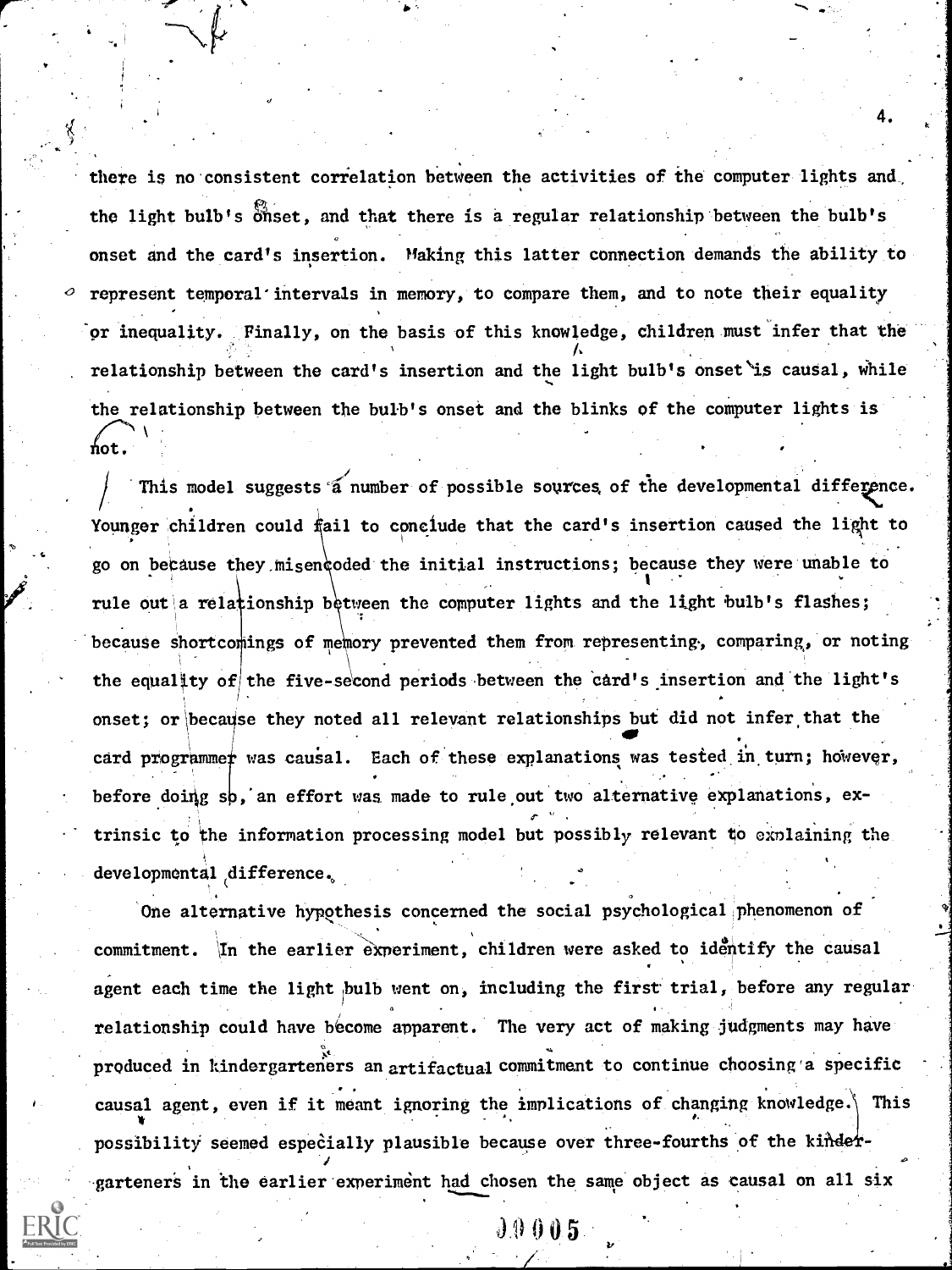there is no consistent correlation between the activities of the computer lights and the light bulb's onset, and that there is a regular relationship between the bulb's onset and the card's insertion. Making this latter connection demands the ability to represent temporal intervals in memory, to compare them, and to note their equality or inequality. Finally, on the basis of this knowledge, children must infer that the relationship between the card's insertion and the light bulb's onset is causal, while the relationship between the bulb's onset and the blinks of the computer lights is not.

This model suggests a number of possible sources of the developmental difference. Younger children could fail to conclude that the card's insertion caused the light to go on because they misencoded the initial instructions; because they were unable to rule out a relationship between the computer lights and the light bulb's flashes; because shortcomings of memory prevented them from representing, comparing, or noting the equality of the five-second periods between the card's insertion and the light's onset; or because they noted all relevant relationships but did not infer that the card programmer was causal. Each of these explanations was tested in turn; however, before doing so, an effort was made to rule out two alternative explanations, extrinsic to the information processing model but possibly relevant to explaining the developmental difference.

One alternative hypothesis concerned the social psychological phenomenon of commitment. In the earlier experiment, children were asked to identify the causal agent each time the light bulb went on, including the first trial, before any regular relationship could have become apparent. The very act of making judgments may have produced in kindergarteners an artifactual commitment to continue choosing a specific causal agent, even if it meant ignoring the implications of changing knowledge. This possibility seemed especially plausible because over three-fourths of the kindergarteners in the earlier experiment had chosen the same object as causal on all six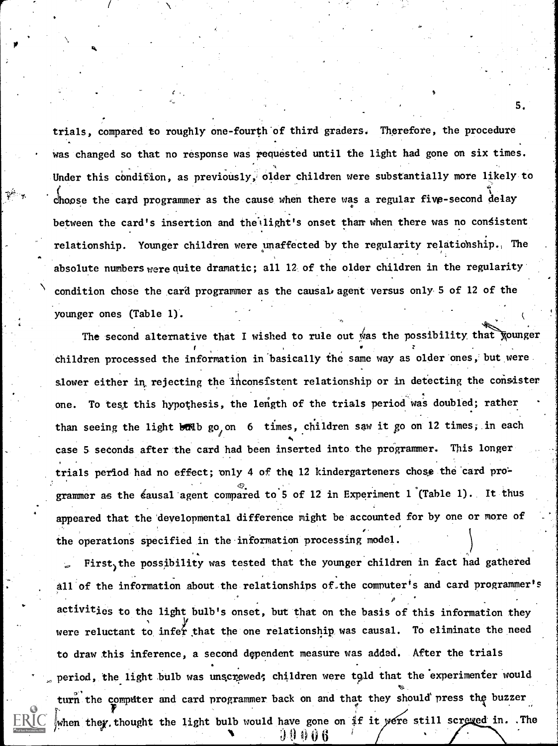trials, compared to roughly one-fourth of third graders. Therefore, the procedure was changed so that no response was requested until the light had gone on six times. Under this condition, as previously, older children were substantially more likely to choose the card programmer as the cause when there was a regular five-second delay between the card's insertion and the light's onset than when there was no consistent relationship. Younger children were unaffected by the regularity relationship. The absolute numbers were quite dramatic; all 12 of the older children in the regularity condition chose the card programmer as the causal agent versus only 5 of 12 of the younger ones (Table 1).

The second alternative that I wished to rule out was the possibility that younger children processed the information in basically the same way as older ones, but were slower either in rejecting the inconsistent relationship or in detecting the consistent one. To test this hypothesis, the length of the trials period was doubled; rather than seeing the light bulb go on 6 times, children saw it go on 12 times, in each case 5 seconds after the card had been inserted into the programmer. This longer trials period had no effect; only 4 of the 12 kindergarteners chose the card programmer as the causal agent compared to 5 of 12 in Experiment 1 (Table 1). It thus appeared that the developmental difference might be accounted for by one or more of the operations specified in the information processing model.

First, the possibility was tested that the younger children in fact had gathered all of the information about the relationships of the computer's and card programmer's activities to the light bulb's onset, but that on the basis of this information they were reluctant to infer that the one relationship was causal. To eliminate the need to draw this inference, a second dependent measure was added. After the trials period, the light bulb was unscrewed; children were told that the experimenter would turn the computer and card programmer back on and that they should press the buzzer when they thought the light bulb would have gone on if it were still screwed in. The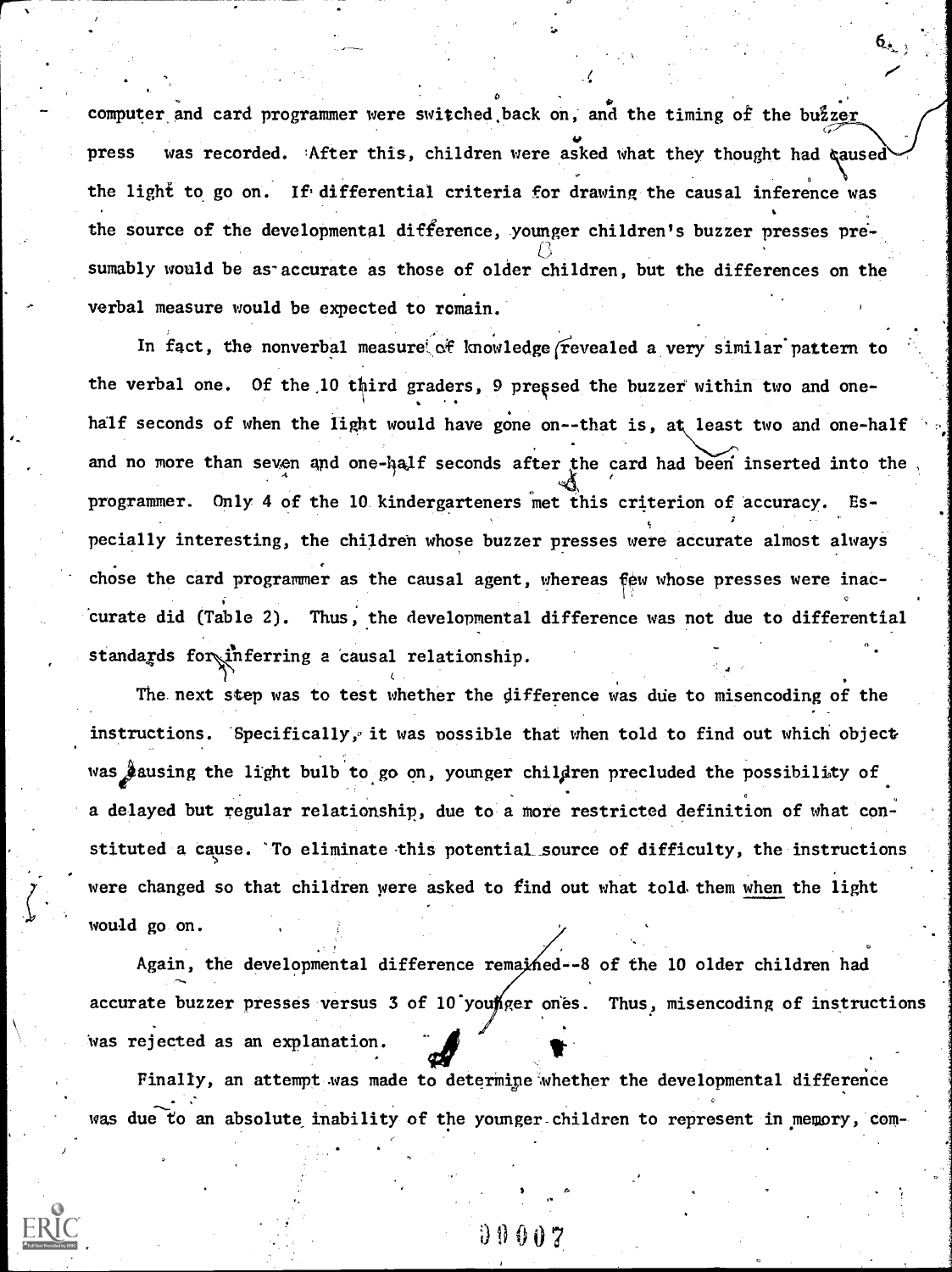computer and card programmer were switched back on, and the timing of the buzzer press was recorded. After this, children were asked what they thought had caused the light to go on. If differential criteria for drawing the causal inference was the source of the developmental difference, younger children's buzzer presses presumably would be as accurate as those of older children, but the differences on the verbal measure would be expected to remain.

In fact, the nonverbal measure of knowledge revealed a very similar pattern to the verbal one. Of the 10 third graders, 9 pressed the buzzer within two and one-half seconds of when the light would have gone on--that is, at least two and one-half and no more than seven and one-half seconds after the card had been inserted into the programmer. Only 4 of the 10 kindergarteners met this criterion of accuracy. Especially interesting, the children whose buzzer presses were accurate almost always chose the card programmer as the causal agent, whereas few whose presses were inaccurate did (Table 2). Thus, the developmental difference was not due to differential standards for inferring a causal relationship.

The next step was to test whether the difference was due to misencoding of the instructions. Specifically, it was possible that when told to find out which object was causing the light bulb to go on, younger children precluded the possibility of a delayed but regular relationship, due to a more restricted definition of what constituted a cause. To eliminate this potential source of difficulty, the instructions were changed so that children were asked to find out what told them _when_ the light would go on.

Again, the developmental difference remained--8 of the 10 older children had accurate buzzer presses versus 3 of 10 younger ones. Thus, misencoding of instructions was rejected as an explanation.

Finally, an attempt was made to determine whether the developmental difference was due to an absolute inability of the younger children to represent in memory, com-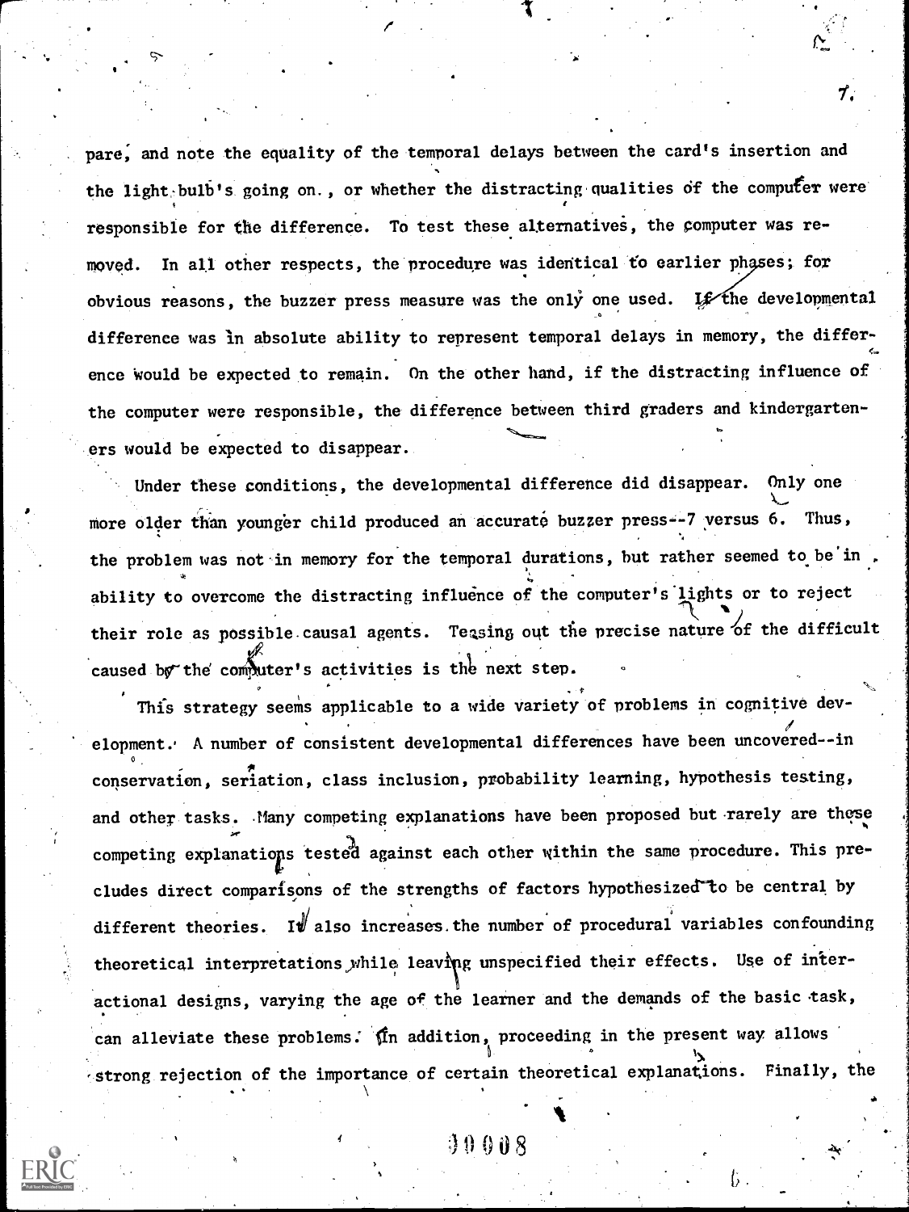pare, and note the equality of the temporal delays between the card's insertion and the light bulb's going on., or whether the distracting qualities of the computer were responsible for the difference. To test these alternatives, the computer was removed. In all other respects, the procedure was identical to earlier phases; for obvious reasons, the buzzer press measure was the only one used. If the developmental difference was in absolute ability to represent temporal delays in memory, the difference would be expected to remain. On the other hand, if the distracting influence of the computer were responsible, the difference between third graders and kindergarteners would be expected to disappear.

Under these conditions, the developmental difference did disappear. Only one more older than younger child produced an accurate buzzer press--7 versus 6. Thus, the problem was not in memory for the temporal durations, but rather seemed to be in ability to overcome the distracting influence of the computer's lights or to reject their role as possible causal agents. Teasing out the precise nature of the difficult caused by the computer's activities is the next step.

This strategy seems applicable to a wide variety of problems in cognitive development. A number of consistent developmental differences have been uncovered--in conservation, seriation, class inclusion, probability learning, hypothesis testing, and other tasks. Many competing explanations have been proposed but rarely are these competing explanations tested against each other within the same procedure. This precludes direct comparisons of the strengths of factors hypothesized to be central by different theories. It also increases the number of procedural variables confounding theoretical interpretations while leaving unspecified their effects. Use of interactional designs, varying the age of the learner and the demands of the basic task, can alleviate these problems. In addition, proceeding in the present way allows strong rejection of the importance of certain theoretical explanations. Finally, the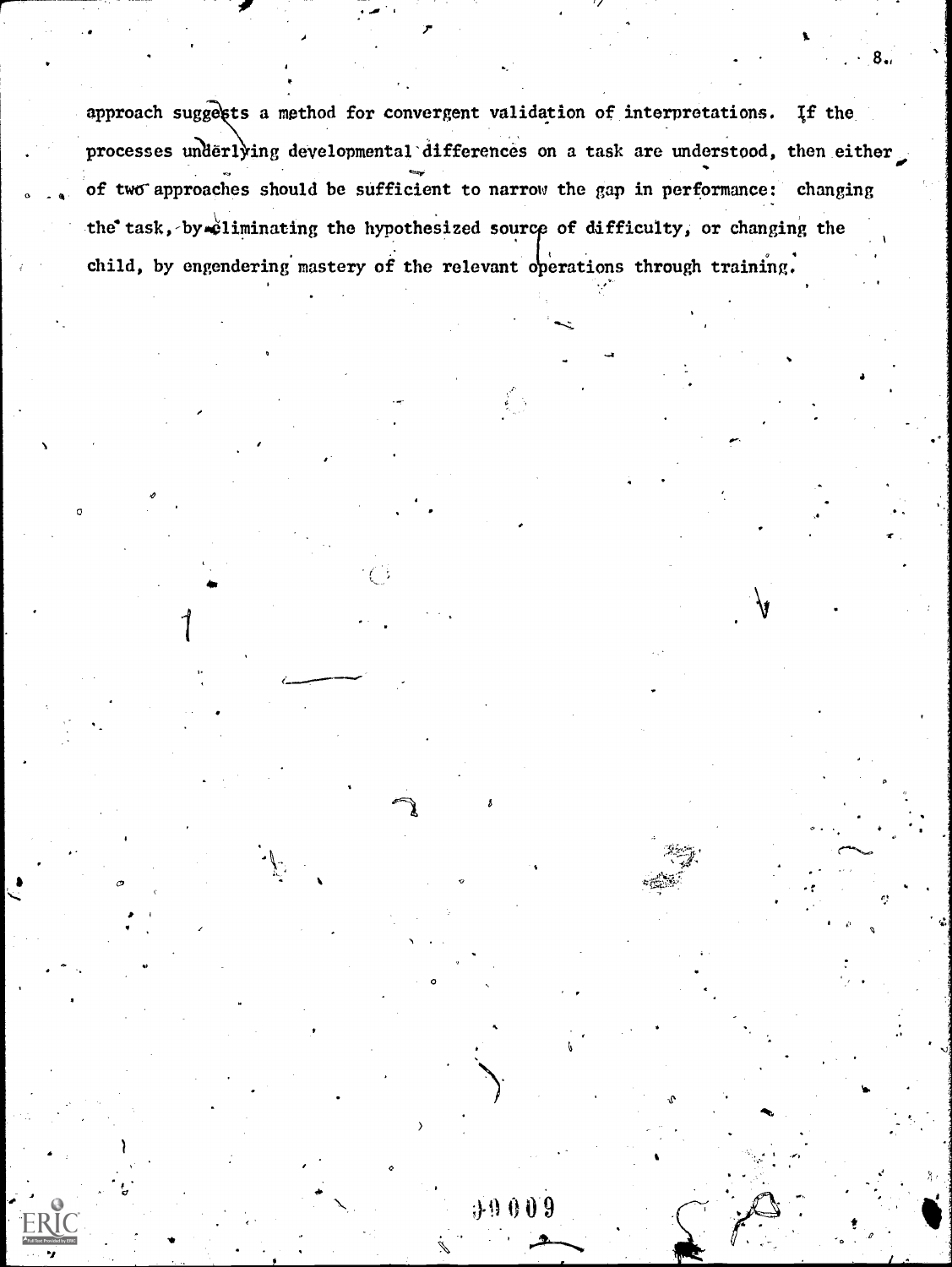approach suggests a method for convergent validation of interpretations. If the processes underlying developmental differences on a task are understood, then either of two approaches should be sufficient to narrow the gap in performance: changing the task, by eliminating the hypothesized source of difficulty, or changing the child, by engendering mastery of the relevant operations through training.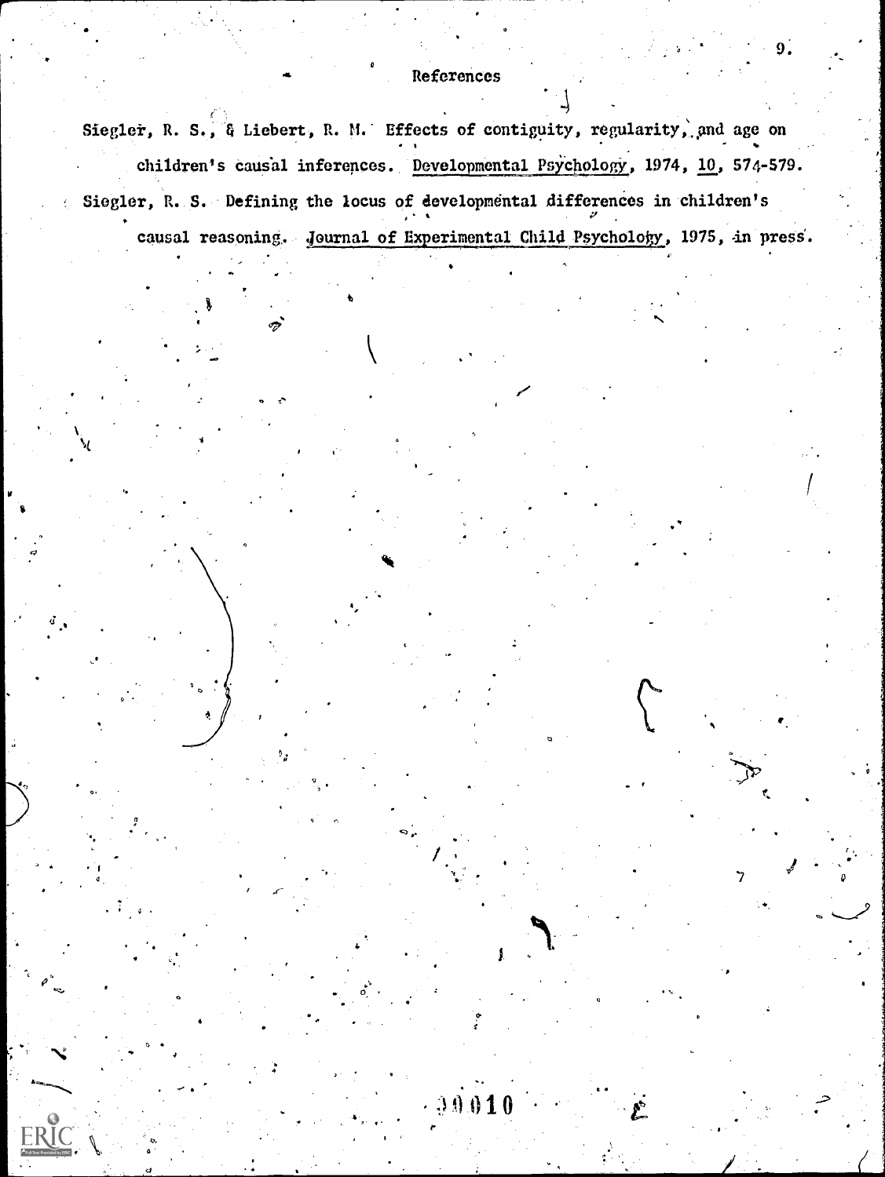# References

Siegler, R. S., & Liebert, R. M. Effects of contiguity, regularity, and age on children's causal inferences. Developmental Psychology, 1974, 10, 574-579.

Siegler, R. S. Defining the locus of developmental differences in children's causal reasoning. Journal of Experimental Child Psychology, 1975, in press.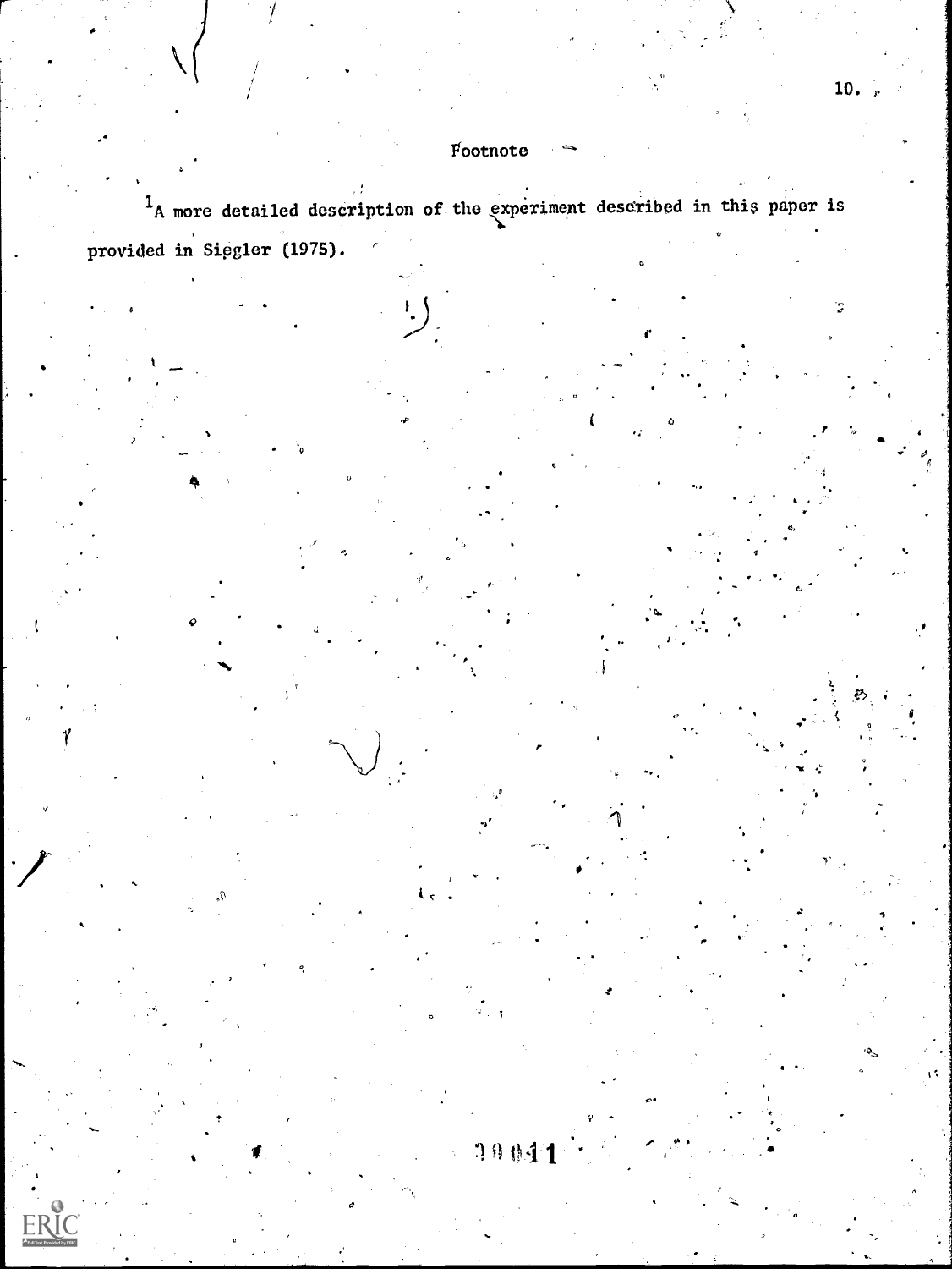## Footnote

[1] A more detailed description of the experiment described in this paper is provided in Siegler (1975).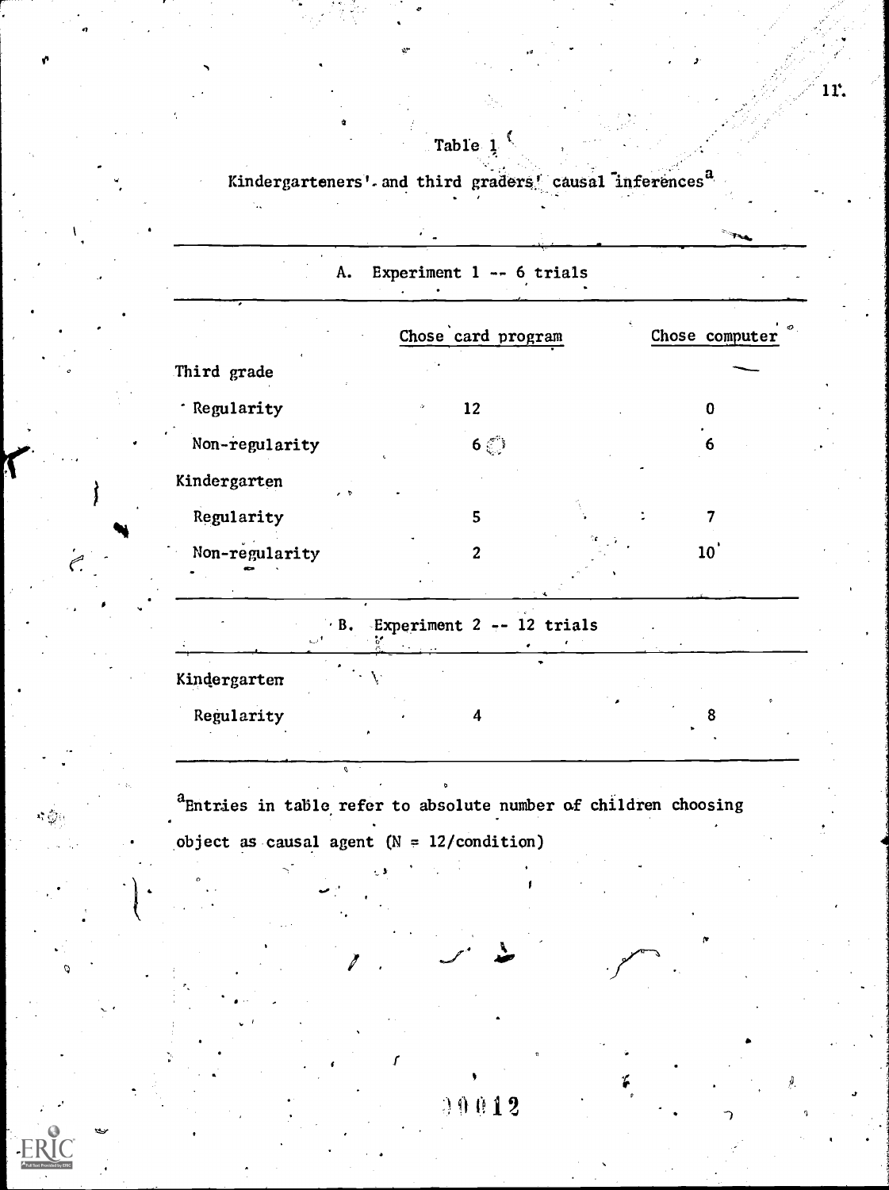Table 1

Kindergarteners' and third graders' causal inferences[a]

| | Chose card program | Chose computer |
|---|---|---|
| **A. Experiment 1 -- 6 trials** | | |
| Third grade | | |
| Regularity | 12 | 0 |
| Non-regularity | 6 | 6 |
| Kindergarten | | |
| Regularity | 5 | 7 |
| Non-regularity | 2 | 10 |
| **B. Experiment 2 -- 12 trials** | | |
| Kindergarten | | |
| Regularity | 4 | 8 |

[a]Entries in table refer to absolute number of children choosing object as causal agent (N = 12/condition)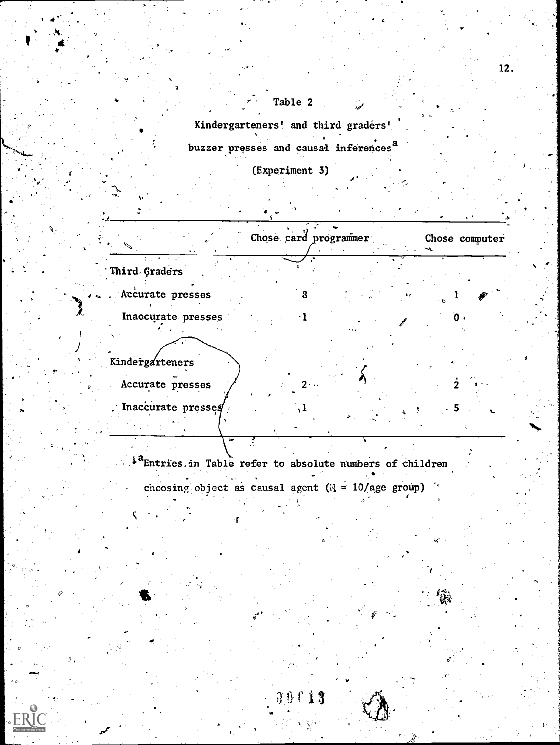Table 2

Kindergarteners' and third graders' buzzer presses and causal inferences[a]

(Experiment 3)

| | Chose card programmer | Chose computer |
|---|---|---|
| Third Graders | | |
| Accurate presses | 8 | 1 |
| Inaccurate presses | 1 | 0 |
| Kindergarteners | | |
| Accurate presses | 2 | 2 |
| Inaccurate presses | 1 | 5 |

[a]Entries in Table refer to absolute numbers of children choosing object as causal agent (N = 10/age group)